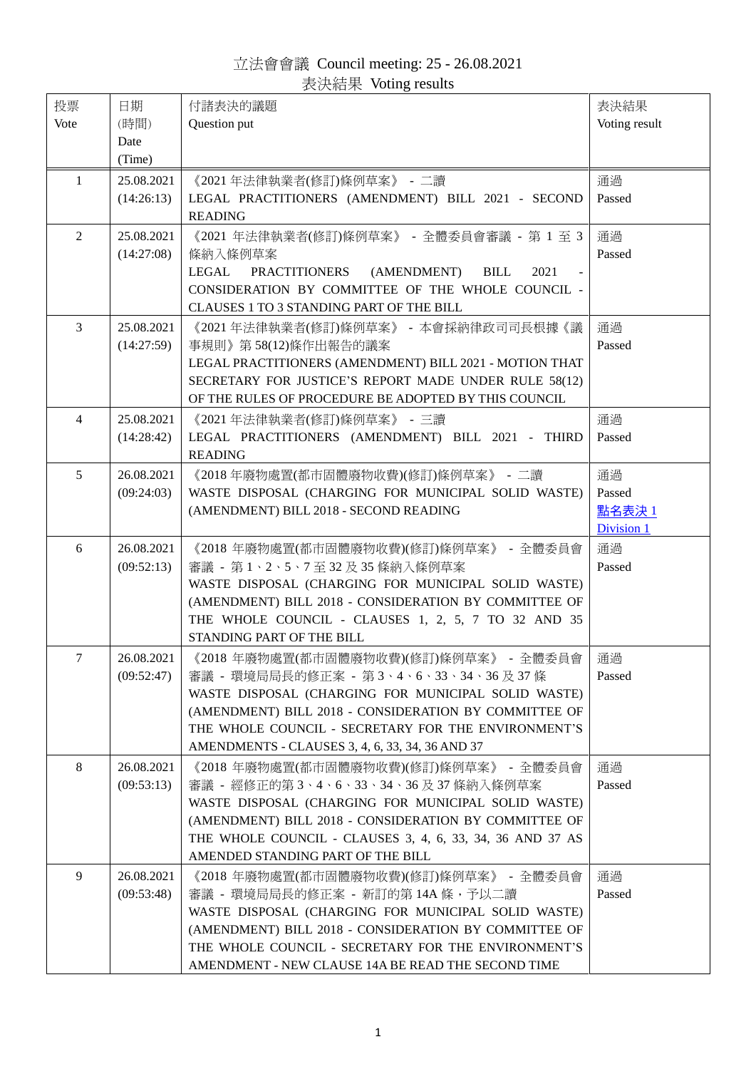# 立法會會議 Council meeting: 25 - 26.08.2021

## 表決結果 Voting results

| 投票 Vote | 日期 (時間) Date (Time) | 付諸表決的議題 Question put | 表決結果 Voting result |
|---|---|---|---|
| 1 | 25.08.2021 (14:26:13) | 《2021 年法律執業者(修訂)條例草案》 - 二讀 LEGAL PRACTITIONERS (AMENDMENT) BILL 2021 - SECOND READING | 通過 Passed |
| 2 | 25.08.2021 (14:27:08) | 《2021 年法律執業者(修訂)條例草案》 - 全體委員會審議 - 第 1 至 3 條納入條例草案 LEGAL PRACTITIONERS (AMENDMENT) BILL 2021 - CONSIDERATION BY COMMITTEE OF THE WHOLE COUNCIL - CLAUSES 1 TO 3 STANDING PART OF THE BILL | 通過 Passed |
| 3 | 25.08.2021 (14:27:59) | 《2021 年法律執業者(修訂)條例草案》 - 本會採納律政司司長根據《議事規則》第 58(12)條作出報告的議案 LEGAL PRACTITIONERS (AMENDMENT) BILL 2021 - MOTION THAT SECRETARY FOR JUSTICE'S REPORT MADE UNDER RULE 58(12) OF THE RULES OF PROCEDURE BE ADOPTED BY THIS COUNCIL | 通過 Passed |
| 4 | 25.08.2021 (14:28:42) | 《2021 年法律執業者(修訂)條例草案》 - 三讀 LEGAL PRACTITIONERS (AMENDMENT) BILL 2021 - THIRD READING | 通過 Passed |
| 5 | 26.08.2021 (09:24:03) | 《2018 年廢物處置(都市固體廢物收費)(修訂)條例草案》 - 二讀 WASTE DISPOSAL (CHARGING FOR MUNICIPAL SOLID WASTE) (AMENDMENT) BILL 2018 - SECOND READING | 通過 Passed 點名表決 1 Division 1 |
| 6 | 26.08.2021 (09:52:13) | 《2018 年廢物處置(都市固體廢物收費)(修訂)條例草案》 - 全體委員會審議 - 第 1、2、5、7 至 32 及 35 條納入條例草案 WASTE DISPOSAL (CHARGING FOR MUNICIPAL SOLID WASTE) (AMENDMENT) BILL 2018 - CONSIDERATION BY COMMITTEE OF THE WHOLE COUNCIL - CLAUSES 1, 2, 5, 7 TO 32 AND 35 STANDING PART OF THE BILL | 通過 Passed |
| 7 | 26.08.2021 (09:52:47) | 《2018 年廢物處置(都市固體廢物收費)(修訂)條例草案》 - 全體委員會審議 - 環境局局長的修正案 - 第 3、4、6、33、34、36 及 37 條 WASTE DISPOSAL (CHARGING FOR MUNICIPAL SOLID WASTE) (AMENDMENT) BILL 2018 - CONSIDERATION BY COMMITTEE OF THE WHOLE COUNCIL - SECRETARY FOR THE ENVIRONMENT'S AMENDMENTS - CLAUSES 3, 4, 6, 33, 34, 36 AND 37 | 通過 Passed |
| 8 | 26.08.2021 (09:53:13) | 《2018 年廢物處置(都市固體廢物收費)(修訂)條例草案》 - 全體委員會審議 - 經修正的第 3、4、6、33、34、36 及 37 條納入條例草案 WASTE DISPOSAL (CHARGING FOR MUNICIPAL SOLID WASTE) (AMENDMENT) BILL 2018 - CONSIDERATION BY COMMITTEE OF THE WHOLE COUNCIL - CLAUSES 3, 4, 6, 33, 34, 36 AND 37 AS AMENDED STANDING PART OF THE BILL | 通過 Passed |
| 9 | 26.08.2021 (09:53:48) | 《2018 年廢物處置(都市固體廢物收費)(修訂)條例草案》 - 全體委員會審議 - 環境局局長的修正案 - 新訂的第 14A 條，予以二讀 WASTE DISPOSAL (CHARGING FOR MUNICIPAL SOLID WASTE) (AMENDMENT) BILL 2018 - CONSIDERATION BY COMMITTEE OF THE WHOLE COUNCIL - SECRETARY FOR THE ENVIRONMENT'S AMENDMENT - NEW CLAUSE 14A BE READ THE SECOND TIME | 通過 Passed |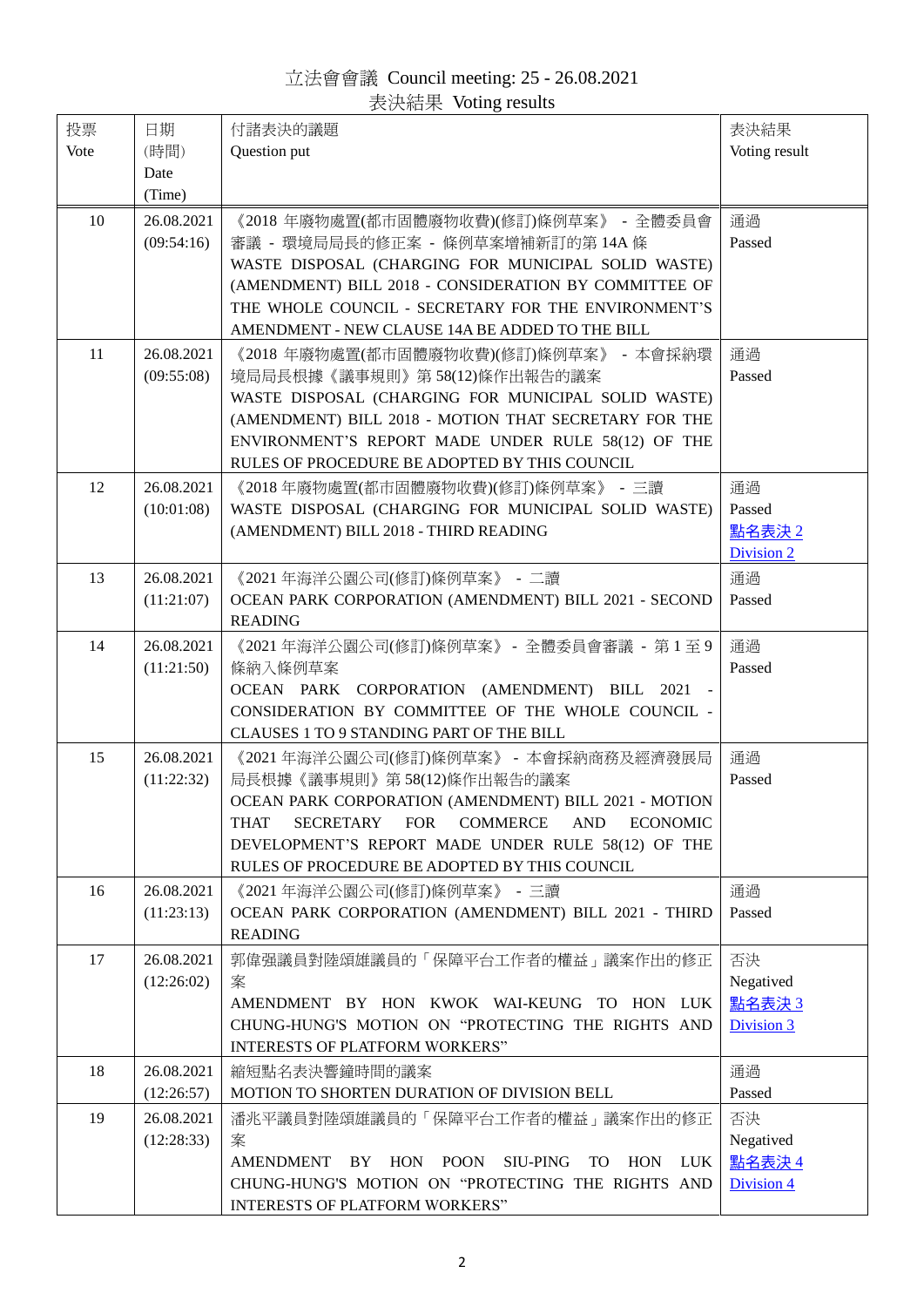立法會會議 Council meeting: 25 - 26.08.2021

表決結果 Voting results

| 投票 Vote | 日期 (時間) Date (Time) | 付諸表決的議題 Question put | 表決結果 Voting result |
|---|---|---|---|
| 10 | 26.08.2021 (09:54:16) | 《2018 年廢物處置(都市固體廢物收費)(修訂)條例草案》 - 全體委員會審議 - 環境局局長的修正案 - 條例草案增補新訂的第 14A 條<br>WASTE DISPOSAL (CHARGING FOR MUNICIPAL SOLID WASTE) (AMENDMENT) BILL 2018 - CONSIDERATION BY COMMITTEE OF THE WHOLE COUNCIL - SECRETARY FOR THE ENVIRONMENT'S AMENDMENT - NEW CLAUSE 14A BE ADDED TO THE BILL | 通過<br>Passed |
| 11 | 26.08.2021 (09:55:08) | 《2018 年廢物處置(都市固體廢物收費)(修訂)條例草案》 - 本會採納環境局局長根據《議事規則》第 58(12)條作出報告的議案<br>WASTE DISPOSAL (CHARGING FOR MUNICIPAL SOLID WASTE) (AMENDMENT) BILL 2018 - MOTION THAT SECRETARY FOR THE ENVIRONMENT'S REPORT MADE UNDER RULE 58(12) OF THE RULES OF PROCEDURE BE ADOPTED BY THIS COUNCIL | 通過<br>Passed |
| 12 | 26.08.2021 (10:01:08) | 《2018 年廢物處置(都市固體廢物收費)(修訂)條例草案》 - 三讀<br>WASTE DISPOSAL (CHARGING FOR MUNICIPAL SOLID WASTE) (AMENDMENT) BILL 2018 - THIRD READING | 通過<br>Passed<br>點名表決 2<br>Division 2 |
| 13 | 26.08.2021 (11:21:07) | 《2021 年海洋公園公司(修訂)條例草案》 - 二讀<br>OCEAN PARK CORPORATION (AMENDMENT) BILL 2021 - SECOND READING | 通過<br>Passed |
| 14 | 26.08.2021 (11:21:50) | 《2021 年海洋公園公司(修訂)條例草案》 - 全體委員會審議 - 第 1 至 9 條納入條例草案<br>OCEAN PARK CORPORATION (AMENDMENT) BILL 2021 - CONSIDERATION BY COMMITTEE OF THE WHOLE COUNCIL - CLAUSES 1 TO 9 STANDING PART OF THE BILL | 通過<br>Passed |
| 15 | 26.08.2021 (11:22:32) | 《2021 年海洋公園公司(修訂)條例草案》 - 本會採納商務及經濟發展局局長根據《議事規則》第 58(12)條作出報告的議案<br>OCEAN PARK CORPORATION (AMENDMENT) BILL 2021 - MOTION THAT SECRETARY FOR COMMERCE AND ECONOMIC DEVELOPMENT'S REPORT MADE UNDER RULE 58(12) OF THE RULES OF PROCEDURE BE ADOPTED BY THIS COUNCIL | 通過<br>Passed |
| 16 | 26.08.2021 (11:23:13) | 《2021 年海洋公園公司(修訂)條例草案》 - 三讀<br>OCEAN PARK CORPORATION (AMENDMENT) BILL 2021 - THIRD READING | 通過<br>Passed |
| 17 | 26.08.2021 (12:26:02) | 郭偉强議員對陸頌雄議員的「保障平台工作者的權益」議案作出的修正案<br>AMENDMENT BY HON KWOK WAI-KEUNG TO HON LUK CHUNG-HUNG'S MOTION ON "PROTECTING THE RIGHTS AND INTERESTS OF PLATFORM WORKERS" | 否決<br>Negatived<br>點名表決 3<br>Division 3 |
| 18 | 26.08.2021 (12:26:57) | 縮短點名表決響鐘時間的議案<br>MOTION TO SHORTEN DURATION OF DIVISION BELL | 通過<br>Passed |
| 19 | 26.08.2021 (12:28:33) | 潘兆平議員對陸頌雄議員的「保障平台工作者的權益」議案作出的修正案<br>AMENDMENT BY HON POON SIU-PING TO HON LUK CHUNG-HUNG'S MOTION ON "PROTECTING THE RIGHTS AND INTERESTS OF PLATFORM WORKERS" | 否決<br>Negatived<br>點名表決 4<br>Division 4 |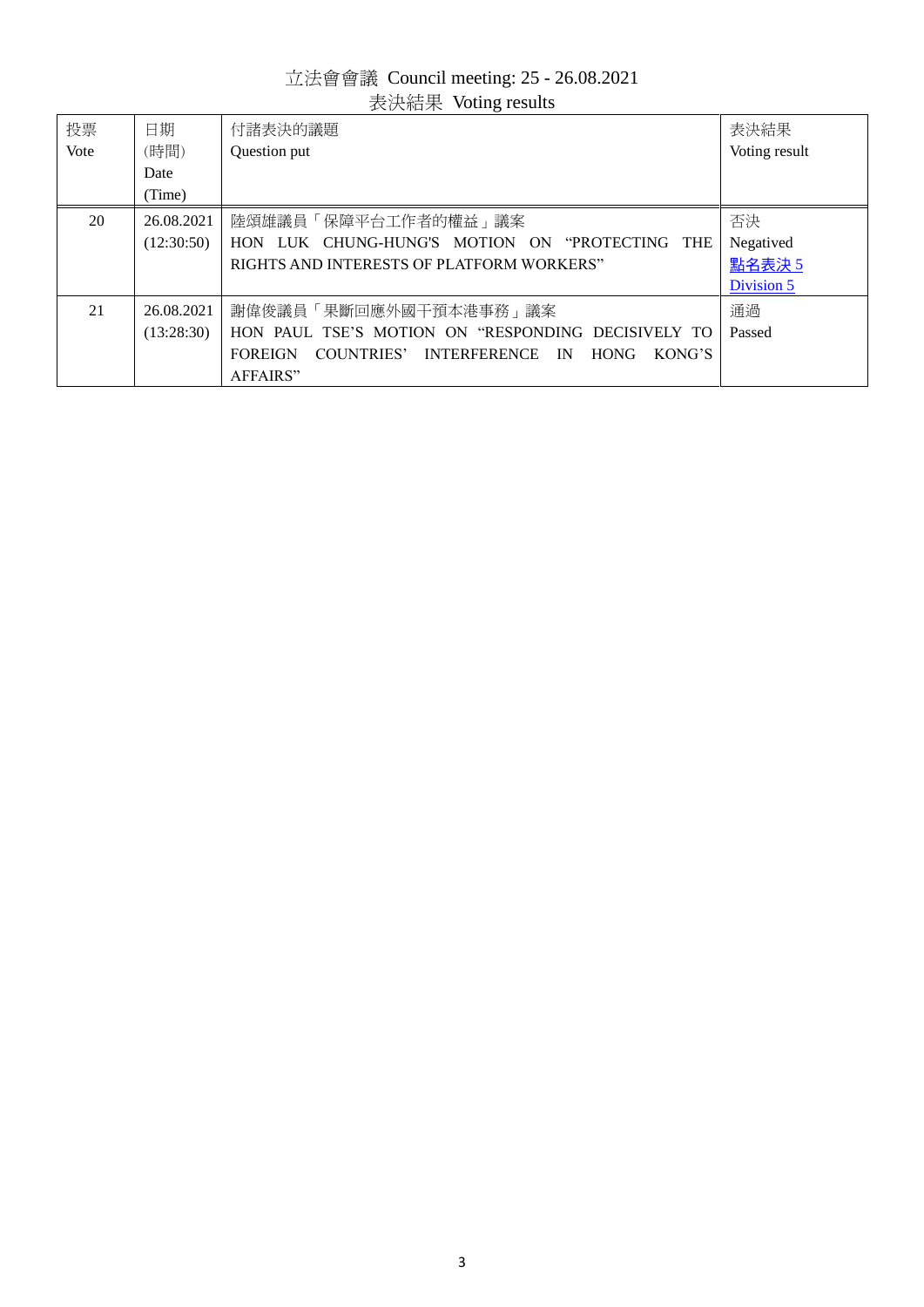立法會會議 Council meeting: 25 - 26.08.2021

表決結果 Voting results

| 投票<br>Vote | 日期<br>(時間)<br>Date<br>(Time) | 付諸表決的議題<br>Question put | 表決結果<br>Voting result |
|---|---|---|---|
| 20 | 26.08.2021<br>(12:30:50) | 陸頌雄議員「保障平台工作者的權益」議案<br>HON LUK CHUNG-HUNG'S MOTION ON "PROTECTING THE RIGHTS AND INTERESTS OF PLATFORM WORKERS" | 否決<br>Negatived<br>點名表決 5<br>Division 5 |
| 21 | 26.08.2021<br>(13:28:30) | 謝偉俊議員「果斷回應外國干預本港事務」議案<br>HON PAUL TSE'S MOTION ON "RESPONDING DECISIVELY TO FOREIGN COUNTRIES' INTERFERENCE IN HONG KONG'S AFFAIRS" | 通過<br>Passed |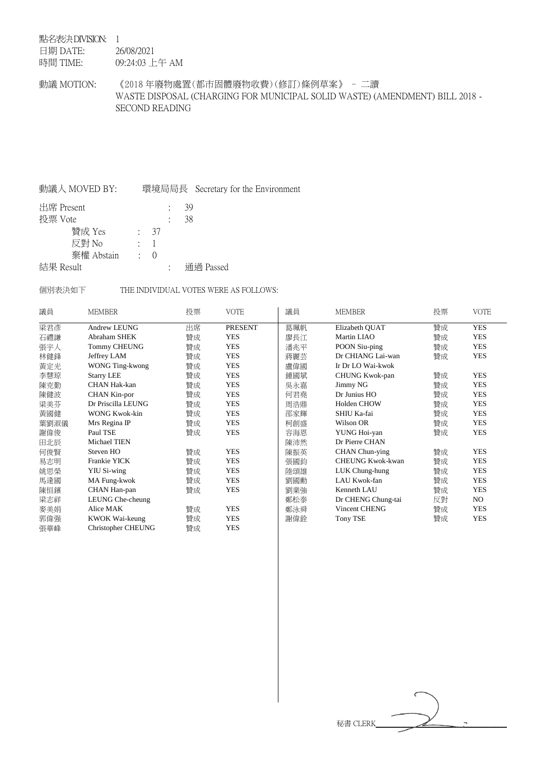點名表決DIVISION: 1
日期 DATE: 26/08/2021
時間 TIME: 09:24:03 上午 AM

動議 MOTION: 《2018 年廢物處置(都市固體廢物收費)(修訂)條例草案》 – 二讀
WASTE DISPOSAL (CHARGING FOR MUNICIPAL SOLID WASTE) (AMENDMENT) BILL 2018 - SECOND READING

動議人 MOVED BY: 環境局局長 Secretary for the Environment

出席 Present : 39
投票 Vote : 38
贊成 Yes : 37
反對 No : 1
棄權 Abstain : 0
結果 Result : 通過 Passed

個別表決如下 THE INDIVIDUAL VOTES WERE AS FOLLOWS:

| 議員 | MEMBER | 投票 | VOTE | 議員 | MEMBER | 投票 | VOTE |
|---|---|---|---|---|---|---|---|
| 梁君彥 | Andrew LEUNG | 出席 | PRESENT | 葛珮帆 | Elizabeth QUAT | 贊成 | YES |
| 石禮謙 | Abraham SHEK | 贊成 | YES | 廖長江 | Martin LIAO | 贊成 | YES |
| 張宇人 | Tommy CHEUNG | 贊成 | YES | 潘兆平 | POON Siu-ping | 贊成 | YES |
| 林健鋒 | Jeffrey LAM | 贊成 | YES | 蔣麗芸 | Dr CHIANG Lai-wan | 贊成 | YES |
| 黃定光 | WONG Ting-kwong | 贊成 | YES | 盧偉國 | Ir Dr LO Wai-kwok | | |
| 李慧琼 | Starry LEE | 贊成 | YES | 鍾國斌 | CHUNG Kwok-pan | 贊成 | YES |
| 陳克勤 | CHAN Hak-kan | 贊成 | YES | 吳永嘉 | Jimmy NG | 贊成 | YES |
| 陳健波 | CHAN Kin-por | 贊成 | YES | 何君堯 | Dr Junius HO | 贊成 | YES |
| 梁美芬 | Dr Priscilla LEUNG | 贊成 | YES | 周浩鼎 | Holden CHOW | 贊成 | YES |
| 黃國健 | WONG Kwok-kin | 贊成 | YES | 邵家輝 | SHIU Ka-fai | 贊成 | YES |
| 葉劉淑儀 | Mrs Regina IP | 贊成 | YES | 柯創盛 | Wilson OR | 贊成 | YES |
| 謝偉俊 | Paul TSE | 贊成 | YES | 容海恩 | YUNG Hoi-yan | 贊成 | YES |
| 田北辰 | Michael TIEN | | | 陳沛然 | Dr Pierre CHAN | | |
| 何俊賢 | Steven HO | 贊成 | YES | 陳振英 | CHAN Chun-ying | 贊成 | YES |
| 易志明 | Frankie YICK | 贊成 | YES | 張國鈞 | CHEUNG Kwok-kwan | 贊成 | YES |
| 姚思榮 | YIU Si-wing | 贊成 | YES | 陸頌雄 | LUK Chung-hung | 贊成 | YES |
| 馬逢國 | MA Fung-kwok | 贊成 | YES | 劉國勳 | LAU Kwok-fan | 贊成 | YES |
| 陳恒鑌 | CHAN Han-pan | 贊成 | YES | 劉業強 | Kenneth LAU | 贊成 | YES |
| 梁志祥 | LEUNG Che-cheung | | | 鄭松泰 | Dr CHENG Chung-tai | 反對 | NO |
| 麥美娟 | Alice MAK | 贊成 | YES | 鄭泳舜 | Vincent CHENG | 贊成 | YES |
| 郭偉强 | KWOK Wai-keung | 贊成 | YES | 謝偉銓 | Tony TSE | 贊成 | YES |
| 張華峰 | Christopher CHEUNG | 贊成 | YES | | | | |

秘書 CLERK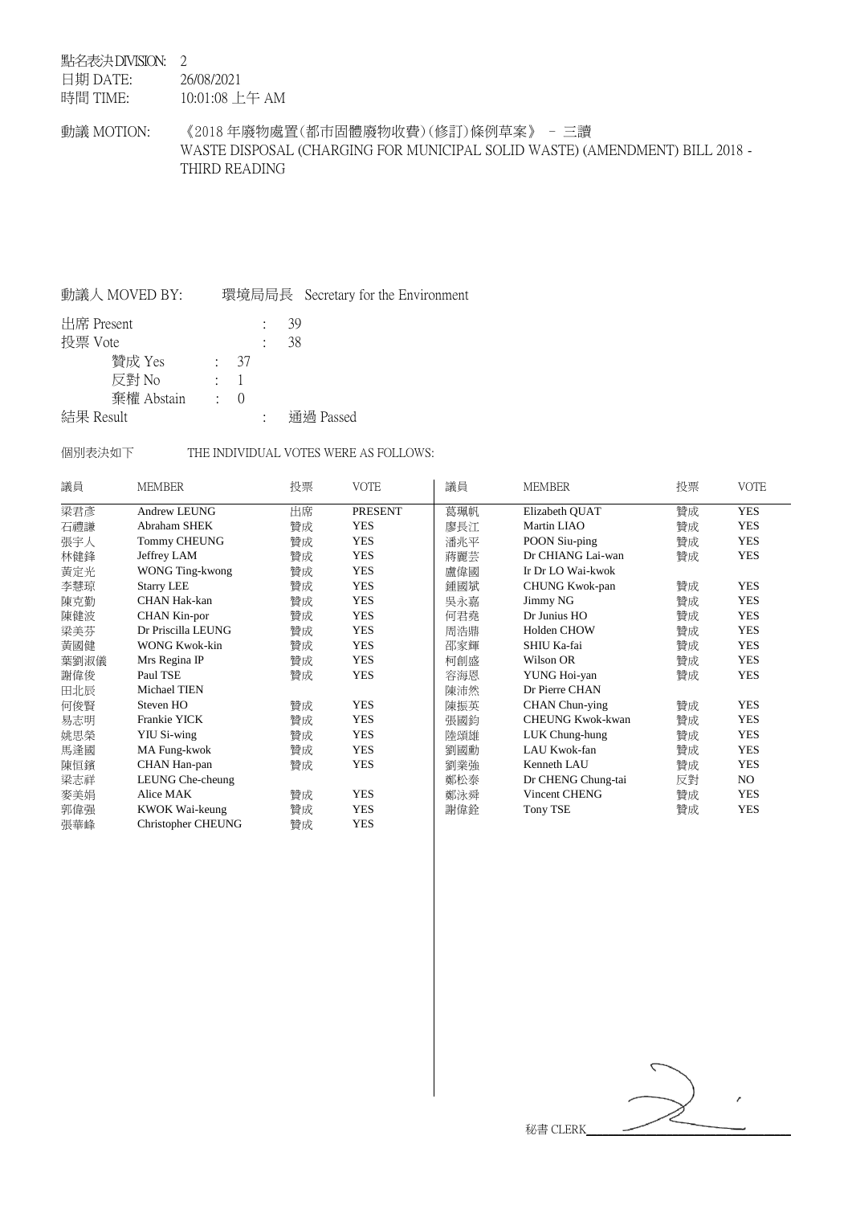點名表決DIVISION: 2
日期 DATE: 26/08/2021
時間 TIME: 10:01:08 上午 AM

動議 MOTION: 《2018 年廢物處置(都市固體廢物收費)(修訂)條例草案》 – 三讀
WASTE DISPOSAL (CHARGING FOR MUNICIPAL SOLID WASTE) (AMENDMENT) BILL 2018 - THIRD READING

動議人 MOVED BY: 環境局局長 Secretary for the Environment

出席 Present : 39
投票 Vote : 38
贊成 Yes : 37
反對 No : 1
棄權 Abstain : 0
結果 Result : 通過 Passed

個別表決如下 THE INDIVIDUAL VOTES WERE AS FOLLOWS:

| 議員 | MEMBER | 投票 | VOTE | 議員 | MEMBER | 投票 | VOTE |
|---|---|---|---|---|---|---|---|
| 梁君彥 | Andrew LEUNG | 出席 | PRESENT | 葛珮帆 | Elizabeth QUAT | 贊成 | YES |
| 石禮謙 | Abraham SHEK | 贊成 | YES | 廖長江 | Martin LIAO | 贊成 | YES |
| 張宇人 | Tommy CHEUNG | 贊成 | YES | 潘兆平 | POON Siu-ping | 贊成 | YES |
| 林健鋒 | Jeffrey LAM | 贊成 | YES | 蔣麗芸 | Dr CHIANG Lai-wan | 贊成 | YES |
| 黃定光 | WONG Ting-kwong | 贊成 | YES | 盧偉國 | Ir Dr LO Wai-kwok | | |
| 李慧琼 | Starry LEE | 贊成 | YES | 鍾國斌 | CHUNG Kwok-pan | 贊成 | YES |
| 陳克勤 | CHAN Hak-kan | 贊成 | YES | 吳永嘉 | Jimmy NG | 贊成 | YES |
| 陳健波 | CHAN Kin-por | 贊成 | YES | 何君堯 | Dr Junius HO | 贊成 | YES |
| 梁美芬 | Dr Priscilla LEUNG | 贊成 | YES | 周浩鼎 | Holden CHOW | 贊成 | YES |
| 黃國健 | WONG Kwok-kin | 贊成 | YES | 邵家輝 | SHIU Ka-fai | 贊成 | YES |
| 葉劉淑儀 | Mrs Regina IP | 贊成 | YES | 柯創盛 | Wilson OR | 贊成 | YES |
| 謝偉俊 | Paul TSE | 贊成 | YES | 容海恩 | YUNG Hoi-yan | 贊成 | YES |
| 田北辰 | Michael TIEN | | | 陳沛然 | Dr Pierre CHAN | | |
| 何俊賢 | Steven HO | 贊成 | YES | 陳振英 | CHAN Chun-ying | 贊成 | YES |
| 易志明 | Frankie YICK | 贊成 | YES | 張國鈞 | CHEUNG Kwok-kwan | 贊成 | YES |
| 姚思榮 | YIU Si-wing | 贊成 | YES | 陸頌雄 | LUK Chung-hung | 贊成 | YES |
| 馬逢國 | MA Fung-kwok | 贊成 | YES | 劉國勳 | LAU Kwok-fan | 贊成 | YES |
| 陳恒鑌 | CHAN Han-pan | 贊成 | YES | 劉業強 | Kenneth LAU | 贊成 | YES |
| 梁志祥 | LEUNG Che-cheung | | | 鄭松泰 | Dr CHENG Chung-tai | 反對 | NO |
| 麥美娟 | Alice MAK | 贊成 | YES | 鄭泳舜 | Vincent CHENG | 贊成 | YES |
| 郭偉强 | KWOK Wai-keung | 贊成 | YES | 謝偉銓 | Tony TSE | 贊成 | YES |
| 張華峰 | Christopher CHEUNG | 贊成 | YES | | | | |

秘書 CLERK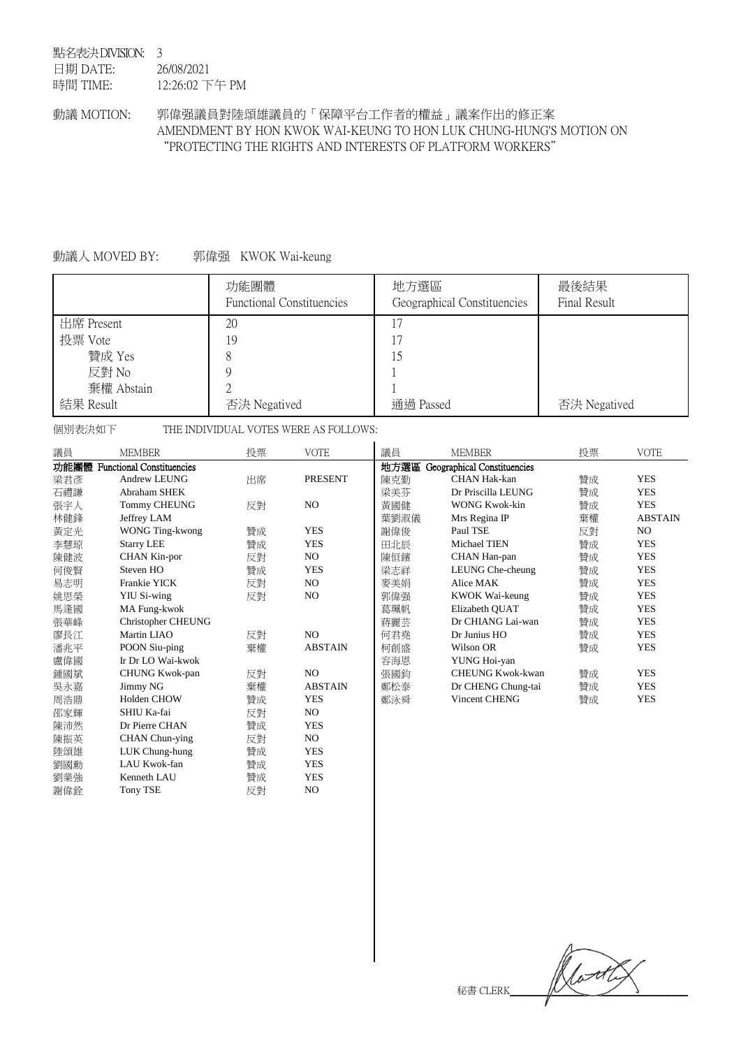點名表決DIVISION: 3
日期 DATE: 26/08/2021
時間 TIME: 12:26:02 下午 PM

動議 MOTION: 郭偉强議員對陸頌雄議員的「保障平台工作者的權益」議案作出的修正案
AMENDMENT BY HON KWOK WAI-KEUNG TO HON LUK CHUNG-HUNG'S MOTION ON "PROTECTING THE RIGHTS AND INTERESTS OF PLATFORM WORKERS"

動議人 MOVED BY: 郭偉强 KWOK Wai-keung

| | 功能團體 Functional Constituencies | 地方選區 Geographical Constituencies | 最後結果 Final Result |
|---|---|---|---|
| 出席 Present | 20 | 17 | |
| 投票 Vote | 19 | 17 | |
| 贊成 Yes | 8 | 15 | |
| 反對 No | 9 | 1 | |
| 棄權 Abstain | 2 | 1 | |
| 結果 Result | 否決 Negatived | 通過 Passed | 否決 Negatived |

個別表決如下 THE INDIVIDUAL VOTES WERE AS FOLLOWS:

| 議員 | MEMBER | 投票 | VOTE |
|---|---|---|---|
| **功能團體** | **Functional Constituencies** | | |
| 梁君彥 | Andrew LEUNG | 出席 | PRESENT |
| 石禮謙 | Abraham SHEK | | |
| 張宇人 | Tommy CHEUNG | 反對 | NO |
| 林健鋒 | Jeffrey LAM | | |
| 黃定光 | WONG Ting-kwong | 贊成 | YES |
| 李慧琼 | Starry LEE | 贊成 | YES |
| 陳健波 | CHAN Kin-por | 反對 | NO |
| 何俊賢 | Steven HO | 贊成 | YES |
| 易志明 | Frankie YICK | 反對 | NO |
| 姚思榮 | YIU Si-wing | 反對 | NO |
| 馬逢國 | MA Fung-kwok | | |
| 張華峰 | Christopher CHEUNG | | |
| 廖長江 | Martin LIAO | 反對 | NO |
| 潘兆平 | POON Siu-ping | 棄權 | ABSTAIN |
| 盧偉國 | Ir Dr LO Wai-kwok | | |
| 鍾國斌 | CHUNG Kwok-pan | 反對 | NO |
| 吳永嘉 | Jimmy NG | 棄權 | ABSTAIN |
| 周浩鼎 | Holden CHOW | 贊成 | YES |
| 邵家輝 | SHIU Ka-fai | 反對 | NO |
| 陳沛然 | Dr Pierre CHAN | 贊成 | YES |
| 陳振英 | CHAN Chun-ying | 反對 | NO |
| 陸頌雄 | LUK Chung-hung | 贊成 | YES |
| 劉國勳 | LAU Kwok-fan | 贊成 | YES |
| 劉業強 | Kenneth LAU | 贊成 | YES |
| 謝偉銓 | Tony TSE | 反對 | NO |

| 議員 | MEMBER | 投票 | VOTE |
|---|---|---|---|
| **地方選區** | **Geographical Constituencies** | | |
| 陳克勤 | CHAN Hak-kan | 贊成 | YES |
| 梁美芬 | Dr Priscilla LEUNG | 贊成 | YES |
| 黃國健 | WONG Kwok-kin | 贊成 | YES |
| 葉劉淑儀 | Mrs Regina IP | 棄權 | ABSTAIN |
| 謝偉俊 | Paul TSE | 反對 | NO |
| 田北辰 | Michael TIEN | 贊成 | YES |
| 陳恒鑌 | CHAN Han-pan | 贊成 | YES |
| 梁志祥 | LEUNG Che-cheung | 贊成 | YES |
| 麥美娟 | Alice MAK | 贊成 | YES |
| 郭偉强 | KWOK Wai-keung | 贊成 | YES |
| 葛珮帆 | Elizabeth QUAT | 贊成 | YES |
| 蔣麗芸 | Dr CHIANG Lai-wan | 贊成 | YES |
| 何君堯 | Dr Junius HO | 贊成 | YES |
| 柯創盛 | Wilson OR | 贊成 | YES |
| 容海恩 | YUNG Hoi-yan | | |
| 張國鈞 | CHEUNG Kwok-kwan | 贊成 | YES |
| 鄭松泰 | Dr CHENG Chung-tai | 贊成 | YES |
| 鄭泳舜 | Vincent CHENG | 贊成 | YES |

秘書 CLERK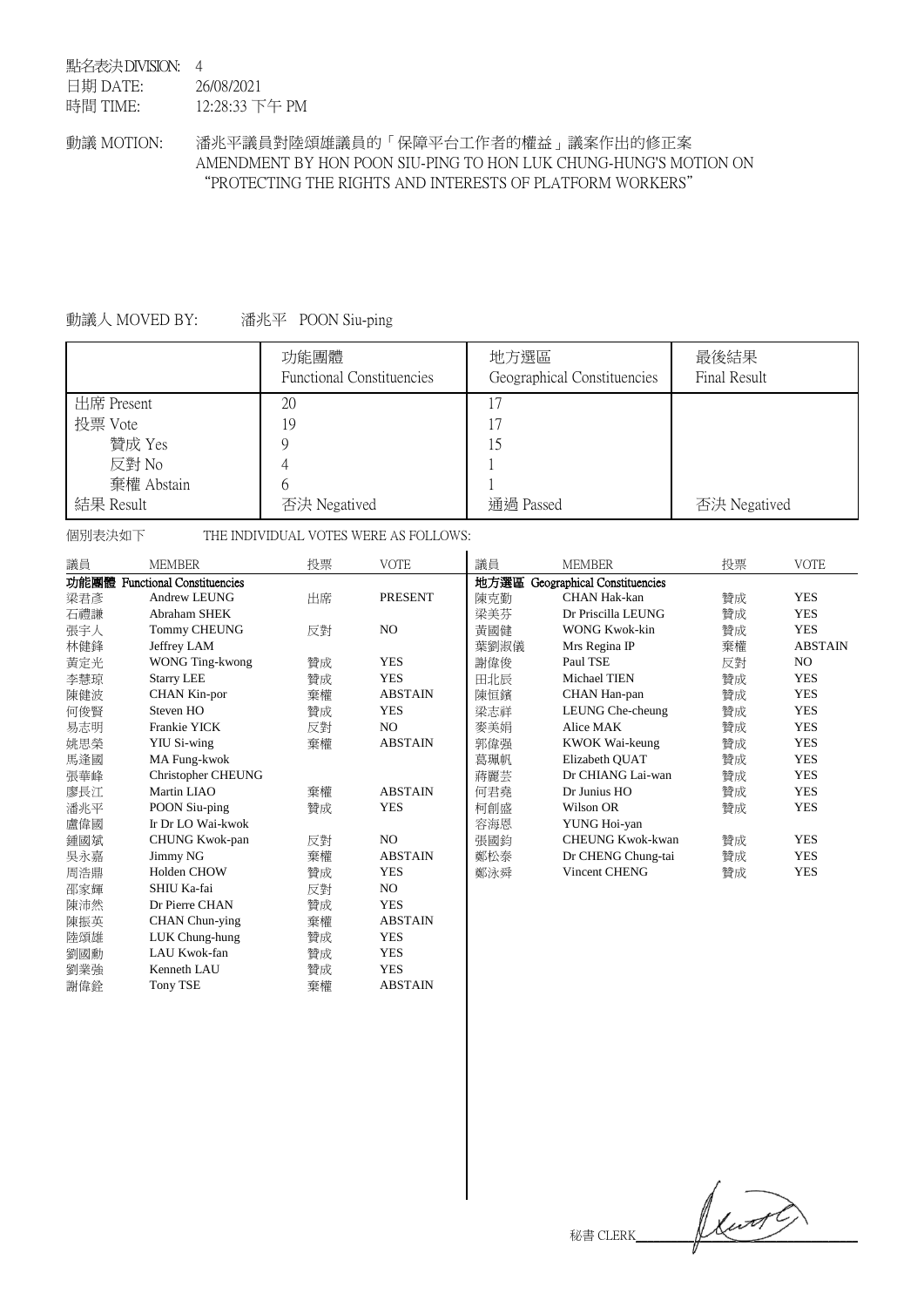點名表決DIVISION: 4
日期 DATE: 26/08/2021
時間 TIME: 12:28:33 下午 PM

動議 MOTION: 潘兆平議員對陸頌雄議員的「保障平台工作者的權益」議案作出的修正案
AMENDMENT BY HON POON SIU-PING TO HON LUK CHUNG-HUNG'S MOTION ON "PROTECTING THE RIGHTS AND INTERESTS OF PLATFORM WORKERS"

動議人 MOVED BY: 潘兆平 POON Siu-ping

| | 功能團體 Functional Constituencies | 地方選區 Geographical Constituencies | 最後結果 Final Result |
|---|---|---|---|
| 出席 Present | 20 | 17 | |
| 投票 Vote | 19 | 17 | |
| 贊成 Yes | 9 | 15 | |
| 反對 No | 4 | 1 | |
| 棄權 Abstain | 6 | 1 | |
| 結果 Result | 否決 Negatived | 通過 Passed | 否決 Negatived |

個別表決如下 THE INDIVIDUAL VOTES WERE AS FOLLOWS:

**功能團體 Functional Constituencies**

| 議員 | MEMBER | 投票 | VOTE |
|---|---|---|---|
| 梁君彥 | Andrew LEUNG | 出席 | PRESENT |
| 石禮謙 | Abraham SHEK | | |
| 張宇人 | Tommy CHEUNG | 反對 | NO |
| 林健鋒 | Jeffrey LAM | | |
| 黃定光 | WONG Ting-kwong | 贊成 | YES |
| 李慧琼 | Starry LEE | 贊成 | YES |
| 陳健波 | CHAN Kin-por | 棄權 | ABSTAIN |
| 何俊賢 | Steven HO | 贊成 | YES |
| 易志明 | Frankie YICK | 反對 | NO |
| 姚思榮 | YIU Si-wing | 棄權 | ABSTAIN |
| 馬逢國 | MA Fung-kwok | | |
| 張華峰 | Christopher CHEUNG | | |
| 廖長江 | Martin LIAO | 棄權 | ABSTAIN |
| 潘兆平 | POON Siu-ping | 贊成 | YES |
| 盧偉國 | Ir Dr LO Wai-kwok | | |
| 鍾國斌 | CHUNG Kwok-pan | 反對 | NO |
| 吳永嘉 | Jimmy NG | 棄權 | ABSTAIN |
| 周浩鼎 | Holden CHOW | 贊成 | YES |
| 邵家輝 | SHIU Ka-fai | 反對 | NO |
| 陳沛然 | Dr Pierre CHAN | 贊成 | YES |
| 陳振英 | CHAN Chun-ying | 棄權 | ABSTAIN |
| 陸頌雄 | LUK Chung-hung | 贊成 | YES |
| 劉國勳 | LAU Kwok-fan | 贊成 | YES |
| 劉業強 | Kenneth LAU | 贊成 | YES |
| 謝偉銓 | Tony TSE | 棄權 | ABSTAIN |

**地方選區 Geographical Constituencies**

| 議員 | MEMBER | 投票 | VOTE |
|---|---|---|---|
| 陳克勤 | CHAN Hak-kan | 贊成 | YES |
| 梁美芬 | Dr Priscilla LEUNG | 贊成 | YES |
| 黃國健 | WONG Kwok-kin | 贊成 | YES |
| 葉劉淑儀 | Mrs Regina IP | 棄權 | ABSTAIN |
| 謝偉俊 | Paul TSE | 反對 | NO |
| 田北辰 | Michael TIEN | 贊成 | YES |
| 陳恒鑌 | CHAN Han-pan | 贊成 | YES |
| 梁志祥 | LEUNG Che-cheung | 贊成 | YES |
| 麥美娟 | Alice MAK | 贊成 | YES |
| 郭偉强 | KWOK Wai-keung | 贊成 | YES |
| 葛珮帆 | Elizabeth QUAT | 贊成 | YES |
| 蔣麗芸 | Dr CHIANG Lai-wan | 贊成 | YES |
| 何君堯 | Dr Junius HO | 贊成 | YES |
| 柯創盛 | Wilson OR | 贊成 | YES |
| 容海恩 | YUNG Hoi-yan | | |
| 張國鈞 | CHEUNG Kwok-kwan | 贊成 | YES |
| 鄭松泰 | Dr CHENG Chung-tai | 贊成 | YES |
| 鄭泳舜 | Vincent CHENG | 贊成 | YES |

秘書 CLERK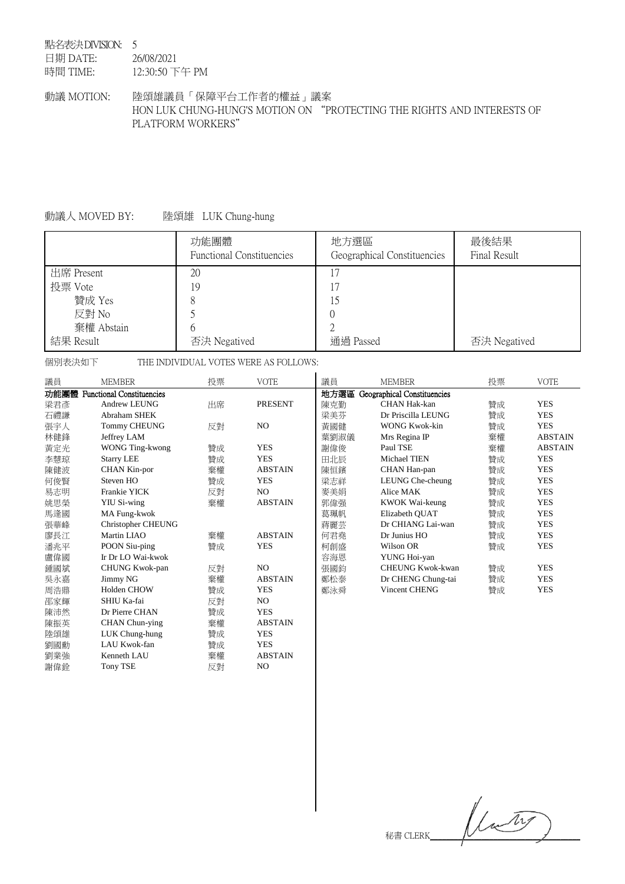點名表決DIVISION: 5
日期 DATE: 26/08/2021
時間 TIME: 12:30:50 下午 PM

動議 MOTION: 陸頌雄議員「保障平台工作者的權益」議案
HON LUK CHUNG-HUNG'S MOTION ON "PROTECTING THE RIGHTS AND INTERESTS OF PLATFORM WORKERS"

動議人 MOVED BY: 陸頌雄 LUK Chung-hung

| | 功能團體 Functional Constituencies | 地方選區 Geographical Constituencies | 最後結果 Final Result |
|---|---|---|---|
| 出席 Present | 20 | 17 | |
| 投票 Vote | 19 | 17 | |
| 贊成 Yes | 8 | 15 | |
| 反對 No | 5 | 0 | |
| 棄權 Abstain | 6 | 2 | |
| 結果 Result | 否決 Negatived | 通過 Passed | 否決 Negatived |

個別表決如下 THE INDIVIDUAL VOTES WERE AS FOLLOWS:

**功能團體 Functional Constituencies**

| 議員 | MEMBER | 投票 | VOTE |
|---|---|---|---|
| 梁君彥 | Andrew LEUNG | 出席 | PRESENT |
| 石禮謙 | Abraham SHEK | | |
| 張宇人 | Tommy CHEUNG | 反對 | NO |
| 林健鋒 | Jeffrey LAM | | |
| 黃定光 | WONG Ting-kwong | 贊成 | YES |
| 李慧琼 | Starry LEE | 贊成 | YES |
| 陳健波 | CHAN Kin-por | 棄權 | ABSTAIN |
| 何俊賢 | Steven HO | 贊成 | YES |
| 易志明 | Frankie YICK | 反對 | NO |
| 姚思榮 | YIU Si-wing | 棄權 | ABSTAIN |
| 馬逢國 | MA Fung-kwok | | |
| 張華峰 | Christopher CHEUNG | | |
| 廖長江 | Martin LIAO | 棄權 | ABSTAIN |
| 潘兆平 | POON Siu-ping | 贊成 | YES |
| 盧偉國 | Ir Dr LO Wai-kwok | | |
| 鍾國斌 | CHUNG Kwok-pan | 反對 | NO |
| 吳永嘉 | Jimmy NG | 棄權 | ABSTAIN |
| 周浩鼎 | Holden CHOW | 贊成 | YES |
| 邵家輝 | SHIU Ka-fai | 反對 | NO |
| 陳沛然 | Dr Pierre CHAN | 贊成 | YES |
| 陳振英 | CHAN Chun-ying | 棄權 | ABSTAIN |
| 陸頌雄 | LUK Chung-hung | 贊成 | YES |
| 劉國勳 | LAU Kwok-fan | 贊成 | YES |
| 劉業強 | Kenneth LAU | 棄權 | ABSTAIN |
| 謝偉銓 | Tony TSE | 反對 | NO |

**地方選區 Geographical Constituencies**

| 議員 | MEMBER | 投票 | VOTE |
|---|---|---|---|
| 陳克勤 | CHAN Hak-kan | 贊成 | YES |
| 梁美芬 | Dr Priscilla LEUNG | 贊成 | YES |
| 黃國健 | WONG Kwok-kin | 贊成 | YES |
| 葉劉淑儀 | Mrs Regina IP | 棄權 | ABSTAIN |
| 謝偉俊 | Paul TSE | 棄權 | ABSTAIN |
| 田北辰 | Michael TIEN | 贊成 | YES |
| 陳恒鑌 | CHAN Han-pan | 贊成 | YES |
| 梁志祥 | LEUNG Che-cheung | 贊成 | YES |
| 麥美娟 | Alice MAK | 贊成 | YES |
| 郭偉强 | KWOK Wai-keung | 贊成 | YES |
| 葛珮帆 | Elizabeth QUAT | 贊成 | YES |
| 蔣麗芸 | Dr CHIANG Lai-wan | 贊成 | YES |
| 何君堯 | Dr Junius HO | 贊成 | YES |
| 柯創盛 | Wilson OR | 贊成 | YES |
| 容海恩 | YUNG Hoi-yan | | |
| 張國鈞 | CHEUNG Kwok-kwan | 贊成 | YES |
| 鄭松泰 | Dr CHENG Chung-tai | 贊成 | YES |
| 鄭泳舜 | Vincent CHENG | 贊成 | YES |

秘書 CLERK